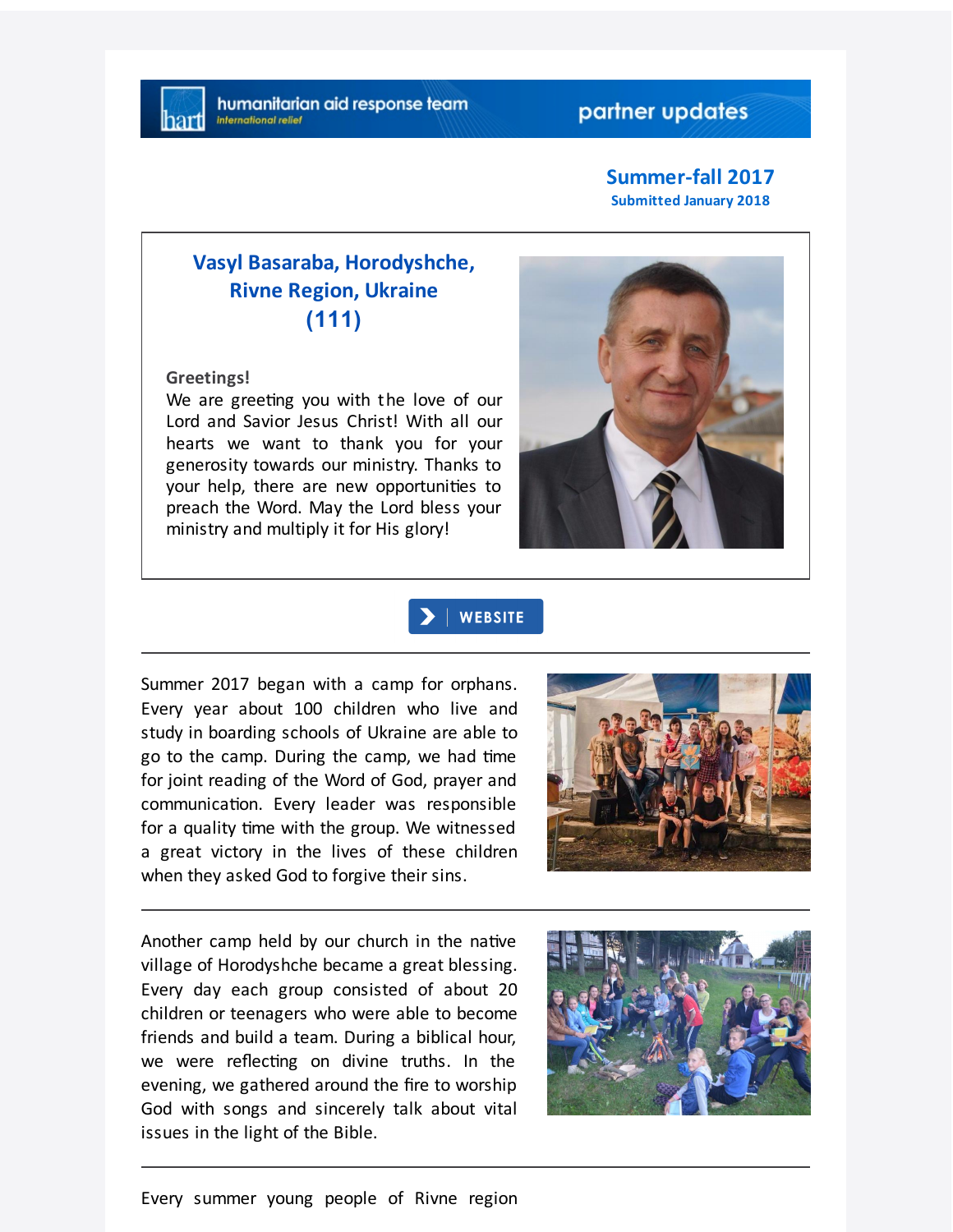humanitarian aid response team
international relief

partner updates

**Summer-fall 2017**
**Submitted January 2018**

## Vasyl Basaraba, Horodyshche, Rivne Region, Ukraine (111)

**Greetings!**
We are greeting you with the love of our Lord and Savior Jesus Christ! With all our hearts we want to thank you for your generosity towards our ministry. Thanks to your help, there are new opportunities to preach the Word. May the Lord bless your ministry and multiply it for His glory!

WEBSITE

---

Summer 2017 began with a camp for orphans. Every year about 100 children who live and study in boarding schools of Ukraine are able to go to the camp. During the camp, we had time for joint reading of the Word of God, prayer and communication. Every leader was responsible for a quality time with the group. We witnessed a great victory in the lives of these children when they asked God to forgive their sins.

---

Another camp held by our church in the native village of Horodyshche became a great blessing. Every day each group consisted of about 20 children or teenagers who were able to become friends and build a team. During a biblical hour, we were reflecting on divine truths. In the evening, we gathered around the fire to worship God with songs and sincerely talk about vital issues in the light of the Bible.

---

Every summer young people of Rivne region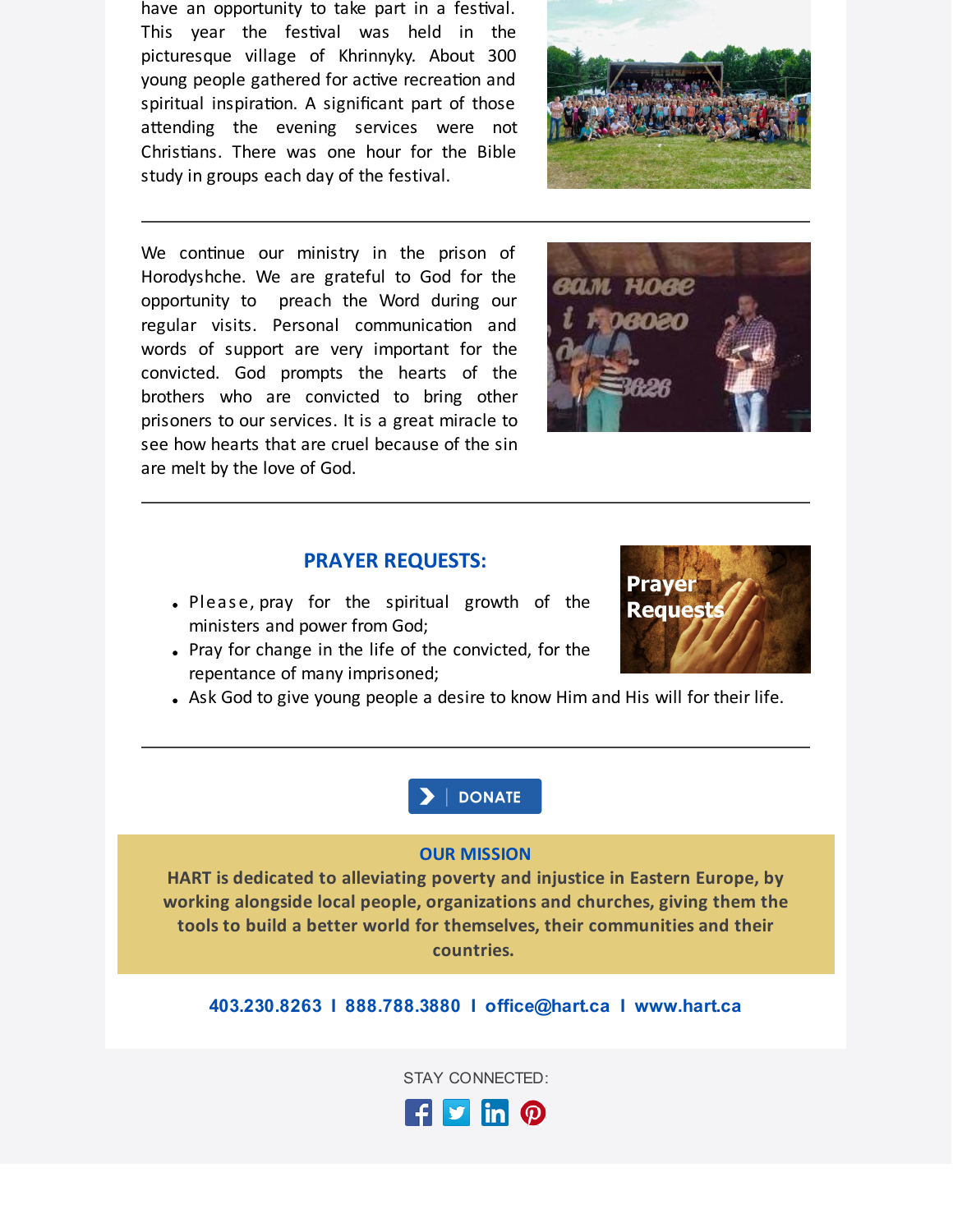have an opportunity to take part in a festival. This year the festival was held in the picturesque village of Khrinnyky. About 300 young people gathered for active recreation and spiritual inspiration. A significant part of those attending the evening services were not Christians. There was one hour for the Bible study in groups each day of the festival.

---

We continue our ministry in the prison of Horodyshche. We are grateful to God for the opportunity to preach the Word during our regular visits. Personal communication and words of support are very important for the convicted. God prompts the hearts of the brothers who are convicted to bring other prisoners to our services. It is a great miracle to see how hearts that are cruel because of the sin are melt by the love of God.

---

## PRAYER REQUESTS:

- Please, pray for the spiritual growth of the ministers and power from God;
- Pray for change in the life of the convicted, for the repentance of many imprisoned;
- Ask God to give young people a desire to know Him and His will for their life.

---

DONATE

## OUR MISSION

**HART is dedicated to alleviating poverty and injustice in Eastern Europe, by working alongside local people, organizations and churches, giving them the tools to build a better world for themselves, their communities and their countries.**

**403.230.8263 I 888.788.3880 I office@hart.ca I www.hart.ca**

STAY CONNECTED: